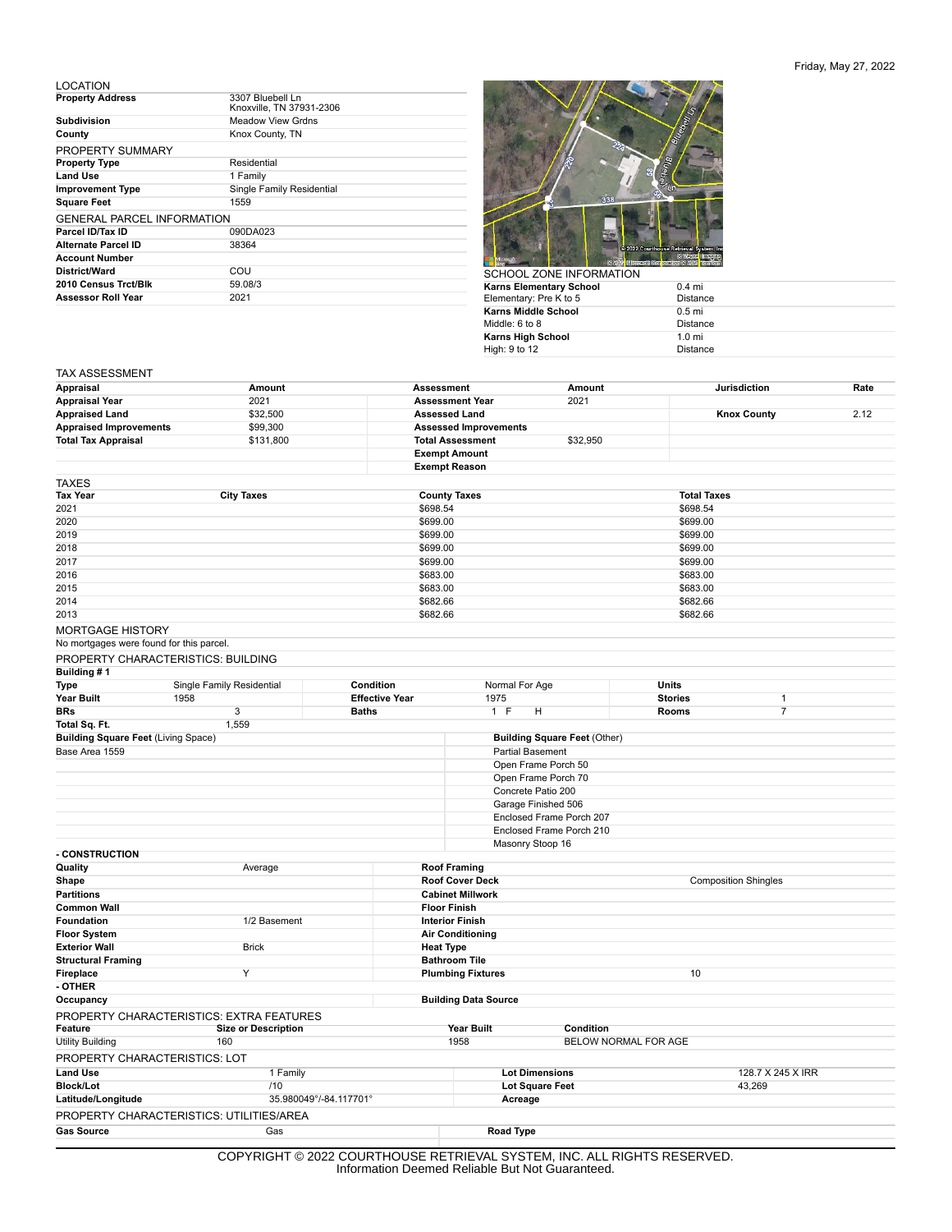Friday, May 27, 2022

## LOCATION

| | |
|---|---|
| **Property Address** | 3307 Bluebell Ln<br>Knoxville, TN 37931-2306 |
| **Subdivision** | Meadow View Grdns |
| **County** | Knox County, TN |

## PROPERTY SUMMARY

| | |
|---|---|
| **Property Type** | Residential |
| **Land Use** | 1 Family |
| **Improvement Type** | Single Family Residential |
| **Square Feet** | 1559 |

## GENERAL PARCEL INFORMATION

| | |
|---|---|
| **Parcel ID/Tax ID** | 090DA023 |
| **Alternate Parcel ID** | 38364 |
| **Account Number** | |
| **District/Ward** | COU |
| **2010 Census Trct/Blk** | 59.08/3 |
| **Assessor Roll Year** | 2021 |

## SCHOOL ZONE INFORMATION

| | |
|---|---|
| **Karns Elementary School**<br>Elementary: Pre K to 5 | 0.4 mi<br>Distance |
| **Karns Middle School**<br>Middle: 6 to 8 | 0.5 mi<br>Distance |
| **Karns High School**<br>High: 9 to 12 | 1.0 mi<br>Distance |

## TAX ASSESSMENT

| Appraisal | Amount | Assessment | Amount | Jurisdiction | Rate |
|---|---|---|---|---|---|
| **Appraisal Year** | 2021 | **Assessment Year** | 2021 | | |
| **Appraised Land** | $32,500 | **Assessed Land** | | **Knox County** | 2.12 |
| **Appraised Improvements** | $99,300 | **Assessed Improvements** | | | |
| **Total Tax Appraisal** | $131,800 | **Total Assessment** | $32,950 | | |
| | | **Exempt Amount** | | | |
| | | **Exempt Reason** | | | |

## TAXES

| Tax Year | City Taxes | County Taxes | Total Taxes |
|---|---|---|---|
| 2021 | | $698.54 | $698.54 |
| 2020 | | $699.00 | $699.00 |
| 2019 | | $699.00 | $699.00 |
| 2018 | | $699.00 | $699.00 |
| 2017 | | $699.00 | $699.00 |
| 2016 | | $683.00 | $683.00 |
| 2015 | | $683.00 | $683.00 |
| 2014 | | $682.66 | $682.66 |
| 2013 | | $682.66 | $682.66 |

## MORTGAGE HISTORY

No mortgages were found for this parcel.

## PROPERTY CHARACTERISTICS: BUILDING

**Building # 1**

| | | | | | |
|---|---|---|---|---|---|
| **Type** | Single Family Residential | **Condition** | Normal For Age | **Units** | |
| **Year Built** | 1958 | **Effective Year** | 1975 | **Stories** | 1 |
| **BRs** | 3 | **Baths** | 1 F H | **Rooms** | 7 |
| **Total Sq. Ft.** | 1,559 | | | | |

| **Building Square Feet** (Living Space) | **Building Square Feet** (Other) |
|---|---|
| Base Area 1559 | Partial Basement |
| | Open Frame Porch 50 |
| | Open Frame Porch 70 |
| | Concrete Patio 200 |
| | Garage Finished 506 |
| | Enclosed Frame Porch 207 |
| | Enclosed Frame Porch 210 |
| | Masonry Stoop 16 |

**- CONSTRUCTION**

| | | | |
|---|---|---|---|
| **Quality** | Average | **Roof Framing** | |
| **Shape** | | **Roof Cover Deck** | Composition Shingles |
| **Partitions** | | **Cabinet Millwork** | |
| **Common Wall** | | **Floor Finish** | |
| **Foundation** | 1/2 Basement | **Interior Finish** | |
| **Floor System** | | **Air Conditioning** | |
| **Exterior Wall** | Brick | **Heat Type** | |
| **Structural Framing** | | **Bathroom Tile** | |
| **Fireplace** | Y | **Plumbing Fixtures** | 10 |

**- OTHER**

| | | | |
|---|---|---|---|
| **Occupancy** | | **Building Data Source** | |

## PROPERTY CHARACTERISTICS: EXTRA FEATURES

| Feature | Size or Description | Year Built | Condition |
|---|---|---|---|
| Utility Building | 160 | 1958 | BELOW NORMAL FOR AGE |

## PROPERTY CHARACTERISTICS: LOT

| | | | |
|---|---|---|---|
| **Land Use** | 1 Family | **Lot Dimensions** | 128.7 X 245 X IRR |
| **Block/Lot** | /10 | **Lot Square Feet** | 43,269 |
| **Latitude/Longitude** | 35.980049°/-84.117701° | **Acreage** | |

## PROPERTY CHARACTERISTICS: UTILITIES/AREA

| | | | |
|---|---|---|---|
| **Gas Source** | Gas | **Road Type** | |

COPYRIGHT © 2022 COURTHOUSE RETRIEVAL SYSTEM, INC. ALL RIGHTS RESERVED.
Information Deemed Reliable But Not Guaranteed.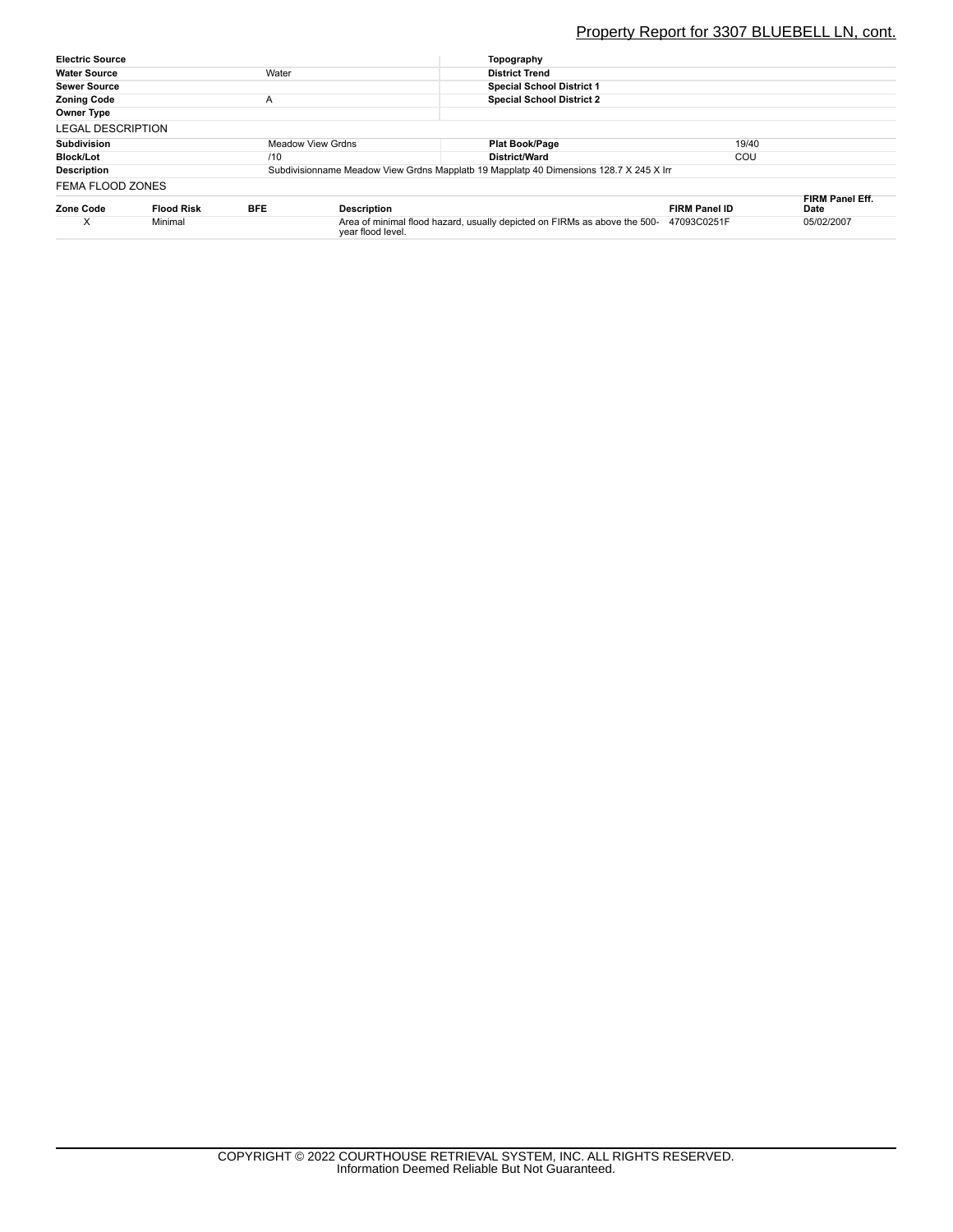| | | | |
|---|---|---|---|
| **Electric Source** | | **Topography** | |
| **Water Source** | Water | **District Trend** | |
| **Sewer Source** | | **Special School District 1** | |
| **Zoning Code** | A | **Special School District 2** | |
| **Owner Type** | | | |

LEGAL DESCRIPTION

| | | | |
|---|---|---|---|
| **Subdivision** | Meadow View Grdns | **Plat Book/Page** | 19/40 |
| **Block/Lot** | /10 | **District/Ward** | COU |
| **Description** | Subdivisionname Meadow View Grdns Mapplatb 19 Mapplatp 40 Dimensions 128.7 X 245 X Irr | | |

FEMA FLOOD ZONES

| Zone Code | Flood Risk | BFE | Description | FIRM Panel ID | FIRM Panel Eff. Date |
|---|---|---|---|---|---|
| X | Minimal | | Area of minimal flood hazard, usually depicted on FIRMs as above the 500-year flood level. | 47093C0251F | 05/02/2007 |

COPYRIGHT © 2022 COURTHOUSE RETRIEVAL SYSTEM, INC. ALL RIGHTS RESERVED.
Information Deemed Reliable But Not Guaranteed.